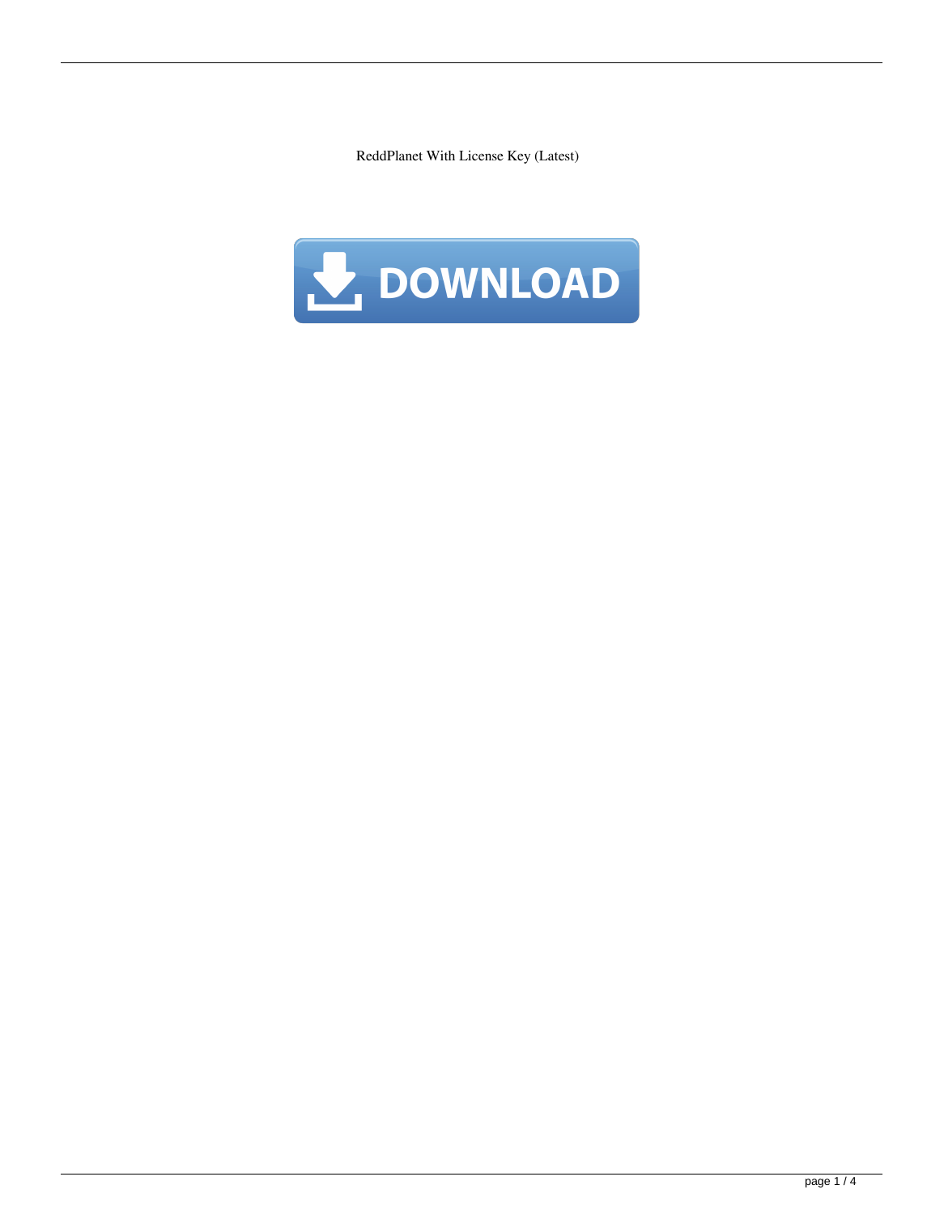ReddPlanet With License Key (Latest)

DOWNLOAD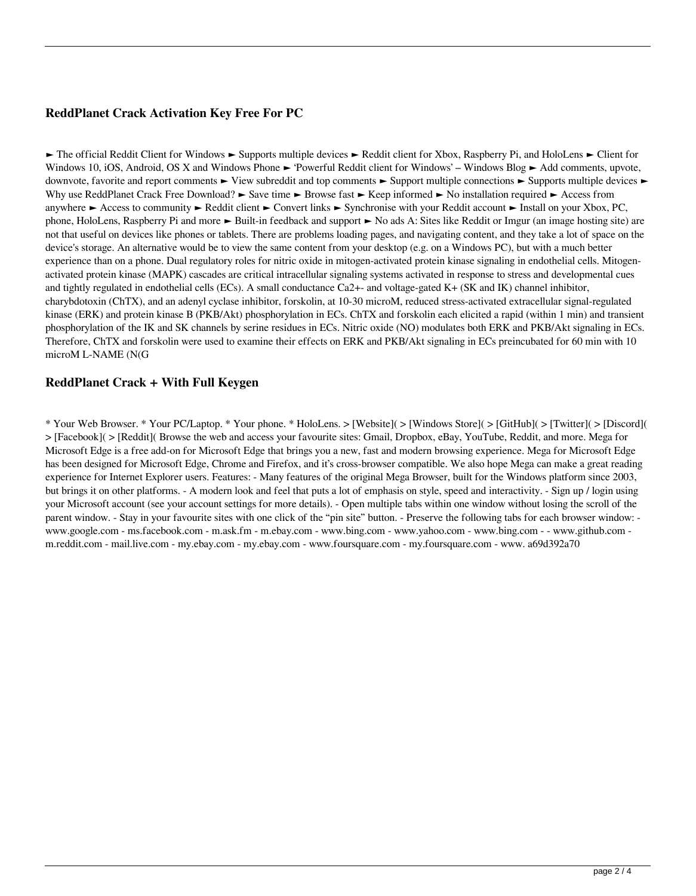### ReddPlanet Crack Activation Key Free For PC

► The official Reddit Client for Windows ► Supports multiple devices ► Reddit client for Xbox, Raspberry Pi, and HoloLens ► Client for Windows 10, iOS, Android, OS X and Windows Phone ► 'Powerful Reddit client for Windows' – Windows Blog ► Add comments, upvote, downvote, favorite and report comments ► View subreddit and top comments ► Support multiple connections ► Supports multiple devices ► Why use ReddPlanet Crack Free Download? ► Save time ► Browse fast ► Keep informed ► No installation required ► Access from anywhere ► Access to community ► Reddit client ► Convert links ► Synchronise with your Reddit account ► Install on your Xbox, PC, phone, HoloLens, Raspberry Pi and more ► Built-in feedback and support ► No ads A: Sites like Reddit or Imgur (an image hosting site) are not that useful on devices like phones or tablets. There are problems loading pages, and navigating content, and they take a lot of space on the device's storage. An alternative would be to view the same content from your desktop (e.g. on a Windows PC), but with a much better experience than on a phone. Dual regulatory roles for nitric oxide in mitogen-activated protein kinase signaling in endothelial cells. Mitogen-activated protein kinase (MAPK) cascades are critical intracellular signaling systems activated in response to stress and developmental cues and tightly regulated in endothelial cells (ECs). A small conductance $Ca^{2+}$- and voltage-gated $K^+$ (SK and IK) channel inhibitor, charybdotoxin (ChTX), and an adenyl cyclase inhibitor, forskolin, at 10-30 microM, reduced stress-activated extracellular signal-regulated kinase (ERK) and protein kinase B (PKB/Akt) phosphorylation in ECs. ChTX and forskolin each elicited a rapid (within 1 min) and transient phosphorylation of the IK and SK channels by serine residues in ECs. Nitric oxide (NO) modulates both ERK and PKB/Akt signaling in ECs. Therefore, ChTX and forskolin were used to examine their effects on ERK and PKB/Akt signaling in ECs preincubated for 60 min with 10 microM L-NAME (N(G

### ReddPlanet Crack + With Full Keygen

* Your Web Browser. * Your PC/Laptop. * Your phone. * HoloLens. > [Website]( > [Windows Store]( > [GitHub]( > [Twitter]( > [Discord]( > [Facebook]( > [Reddit]( Browse the web and access your favourite sites: Gmail, Dropbox, eBay, YouTube, Reddit, and more. Mega for Microsoft Edge is a free add-on for Microsoft Edge that brings you a new, fast and modern browsing experience. Mega for Microsoft Edge has been designed for Microsoft Edge, Chrome and Firefox, and it's cross-browser compatible. We also hope Mega can make a great reading experience for Internet Explorer users. Features: - Many features of the original Mega Browser, built for the Windows platform since 2003, but brings it on other platforms. - A modern look and feel that puts a lot of emphasis on style, speed and interactivity. - Sign up / login using your Microsoft account (see your account settings for more details). - Open multiple tabs within one window without losing the scroll of the parent window. - Stay in your favourite sites with one click of the "pin site" button. - Preserve the following tabs for each browser window: - www.google.com - ms.facebook.com - m.ask.fm - m.ebay.com - www.bing.com - www.yahoo.com - www.bing.com - - www.github.com - m.reddit.com - mail.live.com - my.ebay.com - my.ebay.com - www.foursquare.com - my.foursquare.com - www. a69d392a70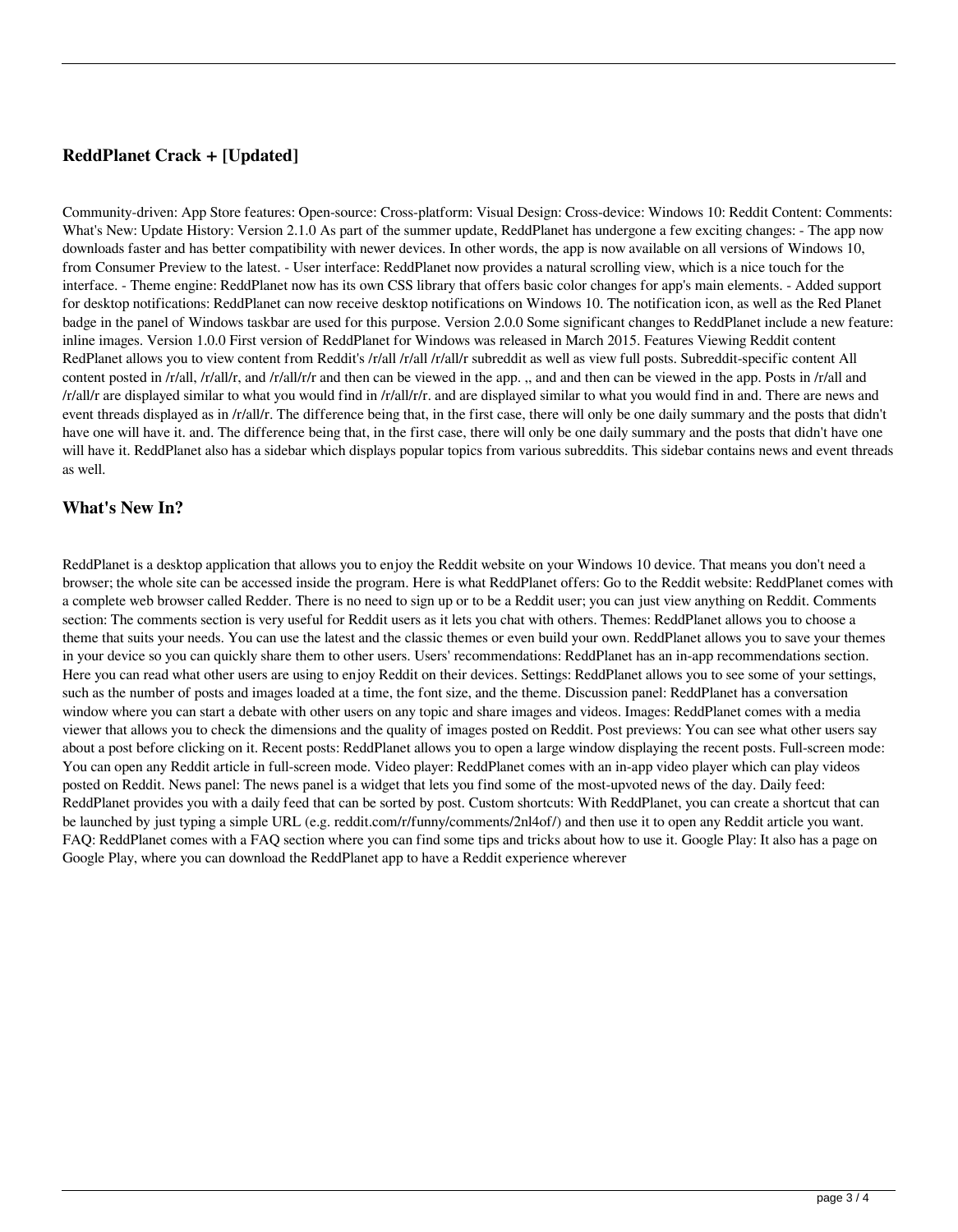## ReddPlanet Crack + [Updated]

Community-driven: App Store features: Open-source: Cross-platform: Visual Design: Cross-device: Windows 10: Reddit Content: Comments: What's New: Update History: Version 2.1.0 As part of the summer update, ReddPlanet has undergone a few exciting changes: - The app now downloads faster and has better compatibility with newer devices. In other words, the app is now available on all versions of Windows 10, from Consumer Preview to the latest. - User interface: ReddPlanet now provides a natural scrolling view, which is a nice touch for the interface. - Theme engine: ReddPlanet now has its own CSS library that offers basic color changes for app's main elements. - Added support for desktop notifications: ReddPlanet can now receive desktop notifications on Windows 10. The notification icon, as well as the Red Planet badge in the panel of Windows taskbar are used for this purpose. Version 2.0.0 Some significant changes to ReddPlanet include a new feature: inline images. Version 1.0.0 First version of ReddPlanet for Windows was released in March 2015. Features Viewing Reddit content RedPlanet allows you to view content from Reddit's /r/all /r/all /r/all/r subreddit as well as view full posts. Subreddit-specific content All content posted in /r/all, /r/all/r, and /r/all/r/r and then can be viewed in the app. ,, and and then can be viewed in the app. Posts in /r/all and /r/all/r are displayed similar to what you would find in /r/all/r/r. and are displayed similar to what you would find in and. There are news and event threads displayed as in /r/all/r. The difference being that, in the first case, there will only be one daily summary and the posts that didn't have one will have it. and. The difference being that, in the first case, there will only be one daily summary and the posts that didn't have one will have it. ReddPlanet also has a sidebar which displays popular topics from various subreddits. This sidebar contains news and event threads as well.

## What's New In?

ReddPlanet is a desktop application that allows you to enjoy the Reddit website on your Windows 10 device. That means you don't need a browser; the whole site can be accessed inside the program. Here is what ReddPlanet offers: Go to the Reddit website: ReddPlanet comes with a complete web browser called Redder. There is no need to sign up or to be a Reddit user; you can just view anything on Reddit. Comments section: The comments section is very useful for Reddit users as it lets you chat with others. Themes: ReddPlanet allows you to choose a theme that suits your needs. You can use the latest and the classic themes or even build your own. ReddPlanet allows you to save your themes in your device so you can quickly share them to other users. Users' recommendations: ReddPlanet has an in-app recommendations section. Here you can read what other users are using to enjoy Reddit on their devices. Settings: ReddPlanet allows you to see some of your settings, such as the number of posts and images loaded at a time, the font size, and the theme. Discussion panel: ReddPlanet has a conversation window where you can start a debate with other users on any topic and share images and videos. Images: ReddPlanet comes with a media viewer that allows you to check the dimensions and the quality of images posted on Reddit. Post previews: You can see what other users say about a post before clicking on it. Recent posts: ReddPlanet allows you to open a large window displaying the recent posts. Full-screen mode: You can open any Reddit article in full-screen mode. Video player: ReddPlanet comes with an in-app video player which can play videos posted on Reddit. News panel: The news panel is a widget that lets you find some of the most-upvoted news of the day. Daily feed: ReddPlanet provides you with a daily feed that can be sorted by post. Custom shortcuts: With ReddPlanet, you can create a shortcut that can be launched by just typing a simple URL (e.g. reddit.com/r/funny/comments/2nl4of/) and then use it to open any Reddit article you want. FAQ: ReddPlanet comes with a FAQ section where you can find some tips and tricks about how to use it. Google Play: It also has a page on Google Play, where you can download the ReddPlanet app to have a Reddit experience wherever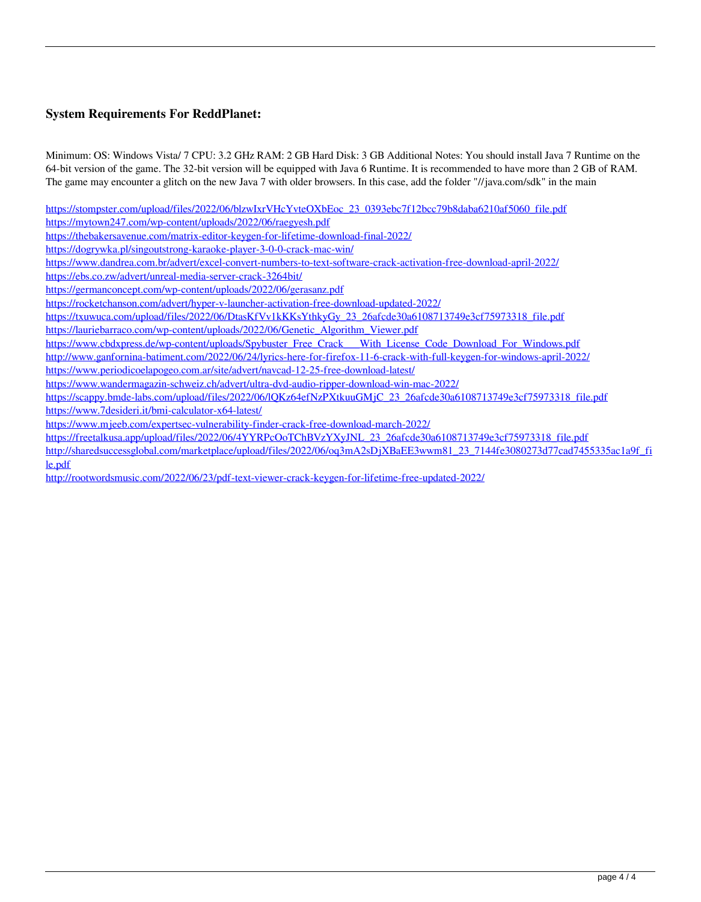### System Requirements For ReddPlanet:

Minimum: OS: Windows Vista/ 7 CPU: 3.2 GHz RAM: 2 GB Hard Disk: 3 GB Additional Notes: You should install Java 7 Runtime on the 64-bit version of the game. The 32-bit version will be equipped with Java 6 Runtime. It is recommended to have more than 2 GB of RAM. The game may encounter a glitch on the new Java 7 with older browsers. In this case, add the folder "//java.com/sdk" in the main

https://stompster.com/upload/files/2022/06/blzwIxrVHcYvteOXbEoc_23_0393ebc7f12bcc79b8daba6210af5060_file.pdf
https://mytown247.com/wp-content/uploads/2022/06/raegyesh.pdf
https://thebakersavenue.com/matrix-editor-keygen-for-lifetime-download-final-2022/
https://dogrywka.pl/singoutstrong-karaoke-player-3-0-0-crack-mac-win/
https://www.dandrea.com.br/advert/excel-convert-numbers-to-text-software-crack-activation-free-download-april-2022/
https://ebs.co.zw/advert/unreal-media-server-crack-3264bit/
https://germanconcept.com/wp-content/uploads/2022/06/gerasanz.pdf
https://rocketchanson.com/advert/hyper-v-launcher-activation-free-download-updated-2022/
https://txuwuca.com/upload/files/2022/06/DtasKfVv1kKKsYthkyGy_23_26afcde30a6108713749e3cf75973318_file.pdf
https://lauriebarraco.com/wp-content/uploads/2022/06/Genetic_Algorithm_Viewer.pdf
https://www.cbdxpress.de/wp-content/uploads/Spybuster_Free_Crack___With_License_Code_Download_For_Windows.pdf
http://www.ganfornina-batiment.com/2022/06/24/lyrics-here-for-firefox-11-6-crack-with-full-keygen-for-windows-april-2022/
https://www.periodicoelapogeo.com.ar/site/advert/navcad-12-25-free-download-latest/
https://www.wandermagazin-schweiz.ch/advert/ultra-dvd-audio-ripper-download-win-mac-2022/
https://scappy.bmde-labs.com/upload/files/2022/06/lQKz64efNzPXtkuuGMjC_23_26afcde30a6108713749e3cf75973318_file.pdf
https://www.7desideri.it/bmi-calculator-x64-latest/
https://www.mjeeb.com/expertsec-vulnerability-finder-crack-free-download-march-2022/
https://freetalkusa.app/upload/files/2022/06/4YYRPcOoTChBVzYXyJNL_23_26afcde30a6108713749e3cf75973318_file.pdf
http://sharedsuccessglobal.com/marketplace/upload/files/2022/06/oq3mA2sDjXBaEE3wwm81_23_7144fe3080273d77cad7455335ac1a9f_file.pdf
http://rootwordsmusic.com/2022/06/23/pdf-text-viewer-crack-keygen-for-lifetime-free-updated-2022/